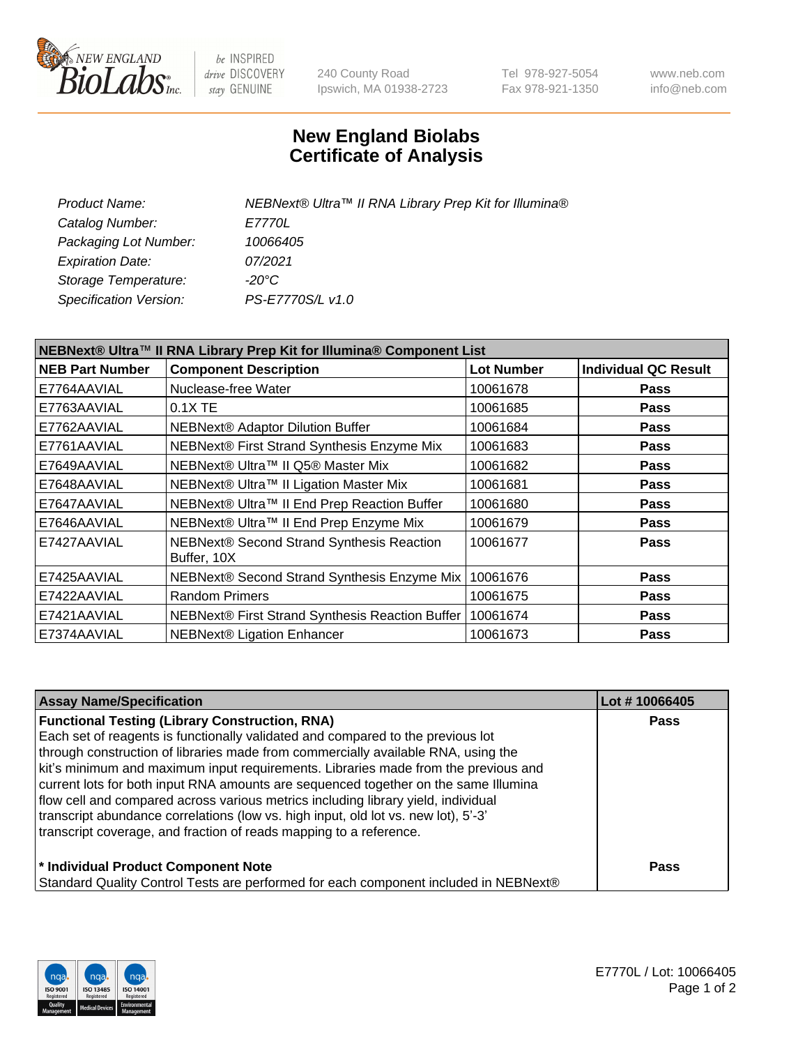# New England Biolabs Certificate of Analysis

| | |
|---|---|
| *Product Name:* | *NEBNext® Ultra™ II RNA Library Prep Kit for Illumina®* |
| *Catalog Number:* | *E7770L* |
| *Packaging Lot Number:* | *10066405* |
| *Expiration Date:* | *07/2021* |
| *Storage Temperature:* | *-20°C* |
| *Specification Version:* | *PS-E7770S/L v1.0* |

| NEBNext® Ultra™ II RNA Library Prep Kit for Illumina® Component List | | | |
|---|---|---|---|
| **NEB Part Number** | **Component Description** | **Lot Number** | **Individual QC Result** |
| E7764AAVIAL | Nuclease-free Water | 10061678 | **Pass** |
| E7763AAVIAL | 0.1X TE | 10061685 | **Pass** |
| E7762AAVIAL | NEBNext® Adaptor Dilution Buffer | 10061684 | **Pass** |
| E7761AAVIAL | NEBNext® First Strand Synthesis Enzyme Mix | 10061683 | **Pass** |
| E7649AAVIAL | NEBNext® Ultra™ II Q5® Master Mix | 10061682 | **Pass** |
| E7648AAVIAL | NEBNext® Ultra™ II Ligation Master Mix | 10061681 | **Pass** |
| E7647AAVIAL | NEBNext® Ultra™ II End Prep Reaction Buffer | 10061680 | **Pass** |
| E7646AAVIAL | NEBNext® Ultra™ II End Prep Enzyme Mix | 10061679 | **Pass** |
| E7427AAVIAL | NEBNext® Second Strand Synthesis Reaction Buffer, 10X | 10061677 | **Pass** |
| E7425AAVIAL | NEBNext® Second Strand Synthesis Enzyme Mix | 10061676 | **Pass** |
| E7422AAVIAL | Random Primers | 10061675 | **Pass** |
| E7421AAVIAL | NEBNext® First Strand Synthesis Reaction Buffer | 10061674 | **Pass** |
| E7374AAVIAL | NEBNext® Ligation Enhancer | 10061673 | **Pass** |

| Assay Name/Specification | Lot # 10066405 |
|---|---|
| **Functional Testing (Library Construction, RNA)**<br>Each set of reagents is functionally validated and compared to the previous lot through construction of libraries made from commercially available RNA, using the kit's minimum and maximum input requirements. Libraries made from the previous and current lots for both input RNA amounts are sequenced together on the same Illumina flow cell and compared across various metrics including library yield, individual transcript abundance correlations (low vs. high input, old lot vs. new lot), 5'-3' transcript coverage, and fraction of reads mapping to a reference. | **Pass** |
| **\* Individual Product Component Note**<br>Standard Quality Control Tests are performed for each component included in NEBNext® | **Pass** |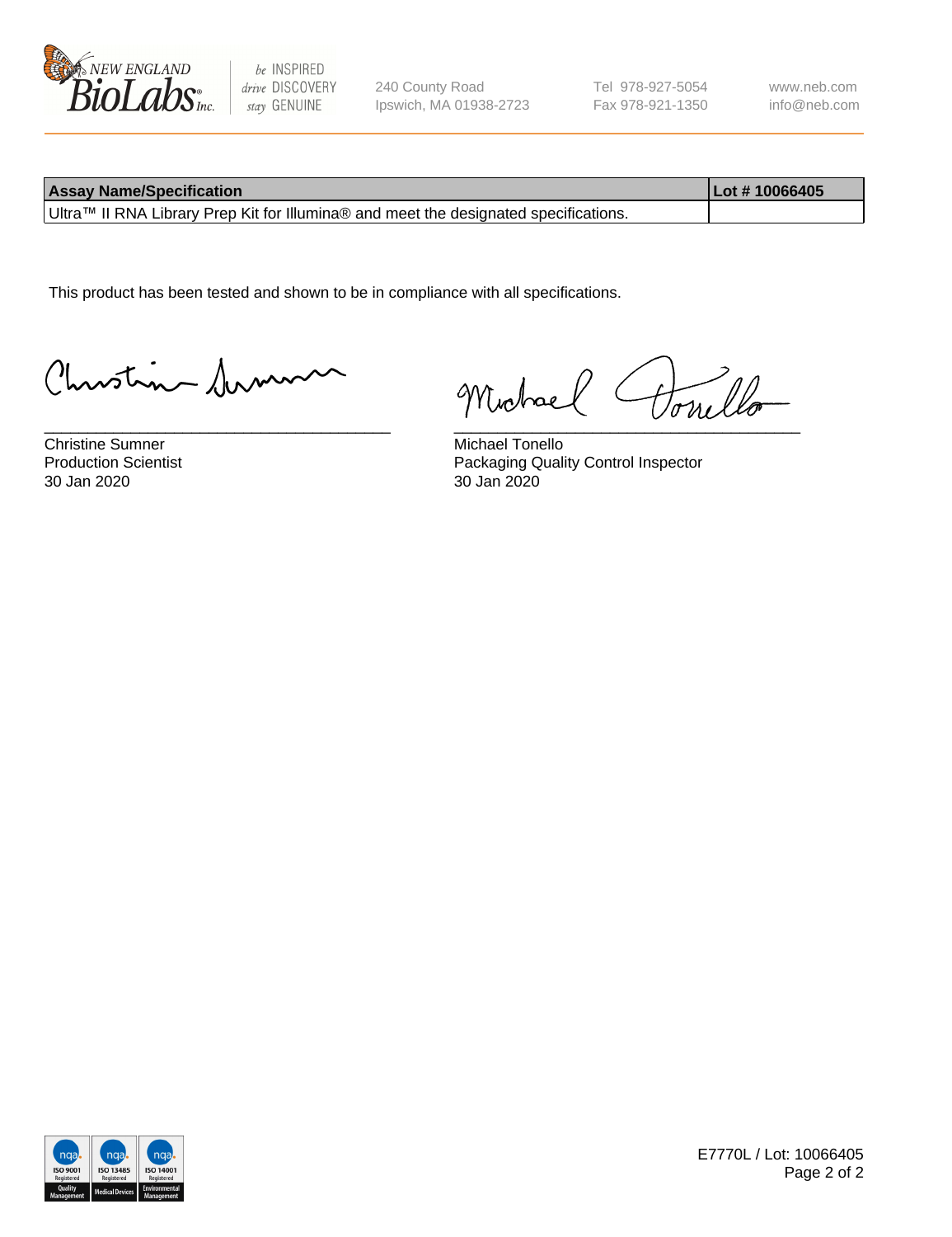| Assay Name/Specification | Lot # 10066405 |
| --- | --- |
| Ultra™ II RNA Library Prep Kit for Illumina® and meet the designated specifications. | |

This product has been tested and shown to be in compliance with all specifications.

Christine Sumner
Production Scientist
30 Jan 2020

Michael Tonello
Packaging Quality Control Inspector
30 Jan 2020

E7770L / Lot: 10066405